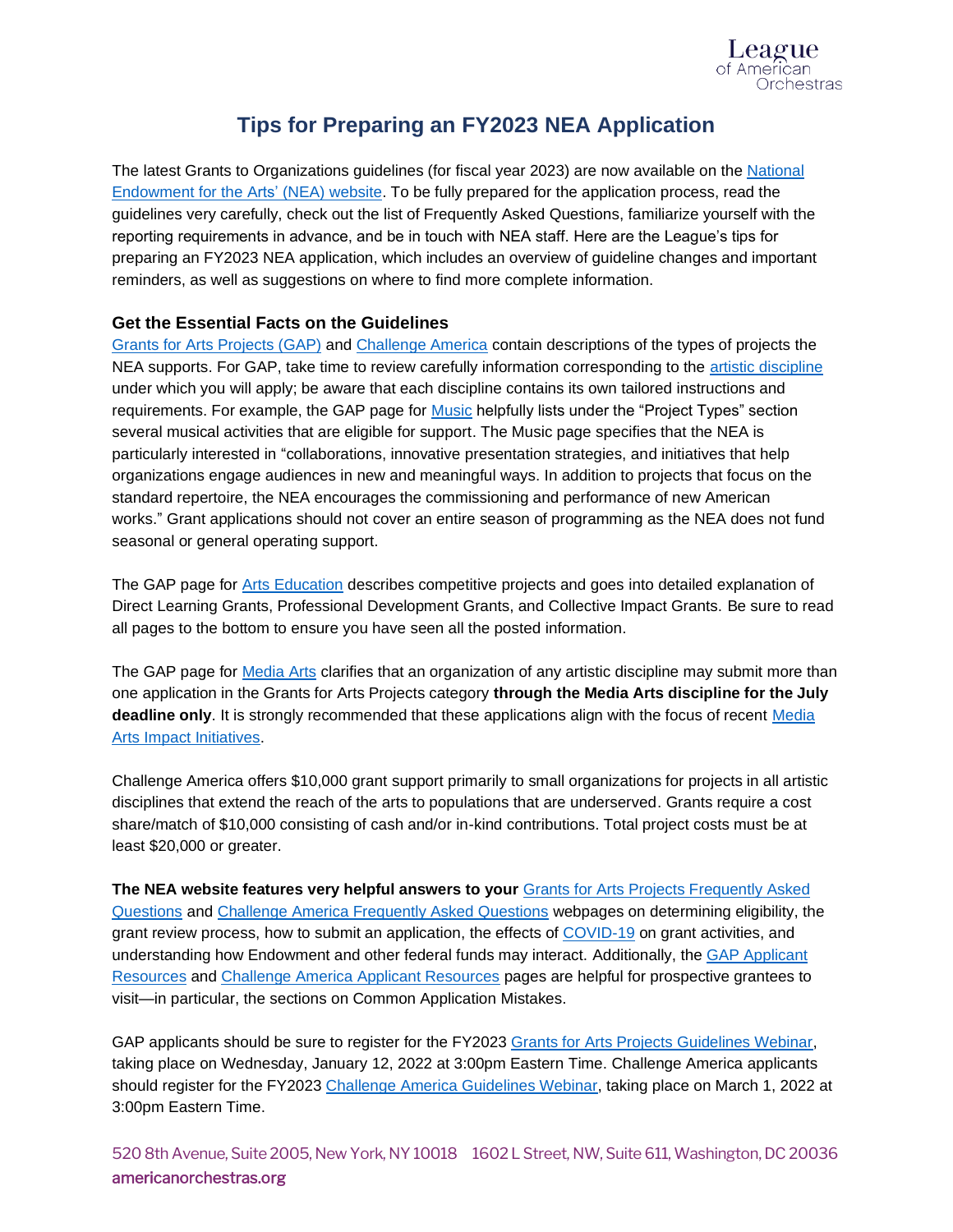# Tips for Preparing an FY2023 NEA Application

The latest Grants to Organizations guidelines (for fiscal year 2023) are now available on the National Endowment for the Arts' (NEA) website. To be fully prepared for the application process, read the guidelines very carefully, check out the list of Frequently Asked Questions, familiarize yourself with the reporting requirements in advance, and be in touch with NEA staff. Here are the League's tips for preparing an FY2023 NEA application, which includes an overview of guideline changes and important reminders, as well as suggestions on where to find more complete information.

### Get the Essential Facts on the Guidelines

Grants for Arts Projects (GAP) and Challenge America contain descriptions of the types of projects the NEA supports. For GAP, take time to review carefully information corresponding to the artistic discipline under which you will apply; be aware that each discipline contains its own tailored instructions and requirements. For example, the GAP page for Music helpfully lists under the "Project Types" section several musical activities that are eligible for support. The Music page specifies that the NEA is particularly interested in "collaborations, innovative presentation strategies, and initiatives that help organizations engage audiences in new and meaningful ways. In addition to projects that focus on the standard repertoire, the NEA encourages the commissioning and performance of new American works." Grant applications should not cover an entire season of programming as the NEA does not fund seasonal or general operating support.

The GAP page for Arts Education describes competitive projects and goes into detailed explanation of Direct Learning Grants, Professional Development Grants, and Collective Impact Grants. Be sure to read all pages to the bottom to ensure you have seen all the posted information.

The GAP page for Media Arts clarifies that an organization of any artistic discipline may submit more than one application in the Grants for Arts Projects category **through the Media Arts discipline for the July deadline only**. It is strongly recommended that these applications align with the focus of recent Media Arts Impact Initiatives.

Challenge America offers $10,000 grant support primarily to small organizations for projects in all artistic disciplines that extend the reach of the arts to populations that are underserved. Grants require a cost share/match of $10,000 consisting of cash and/or in-kind contributions. Total project costs must be at least $20,000 or greater.

**The NEA website features very helpful answers to your** Grants for Arts Projects Frequently Asked Questions and Challenge America Frequently Asked Questions webpages on determining eligibility, the grant review process, how to submit an application, the effects of COVID-19 on grant activities, and understanding how Endowment and other federal funds may interact. Additionally, the GAP Applicant Resources and Challenge America Applicant Resources pages are helpful for prospective grantees to visit—in particular, the sections on Common Application Mistakes.

GAP applicants should be sure to register for the FY2023 Grants for Arts Projects Guidelines Webinar, taking place on Wednesday, January 12, 2022 at 3:00pm Eastern Time. Challenge America applicants should register for the FY2023 Challenge America Guidelines Webinar, taking place on March 1, 2022 at 3:00pm Eastern Time.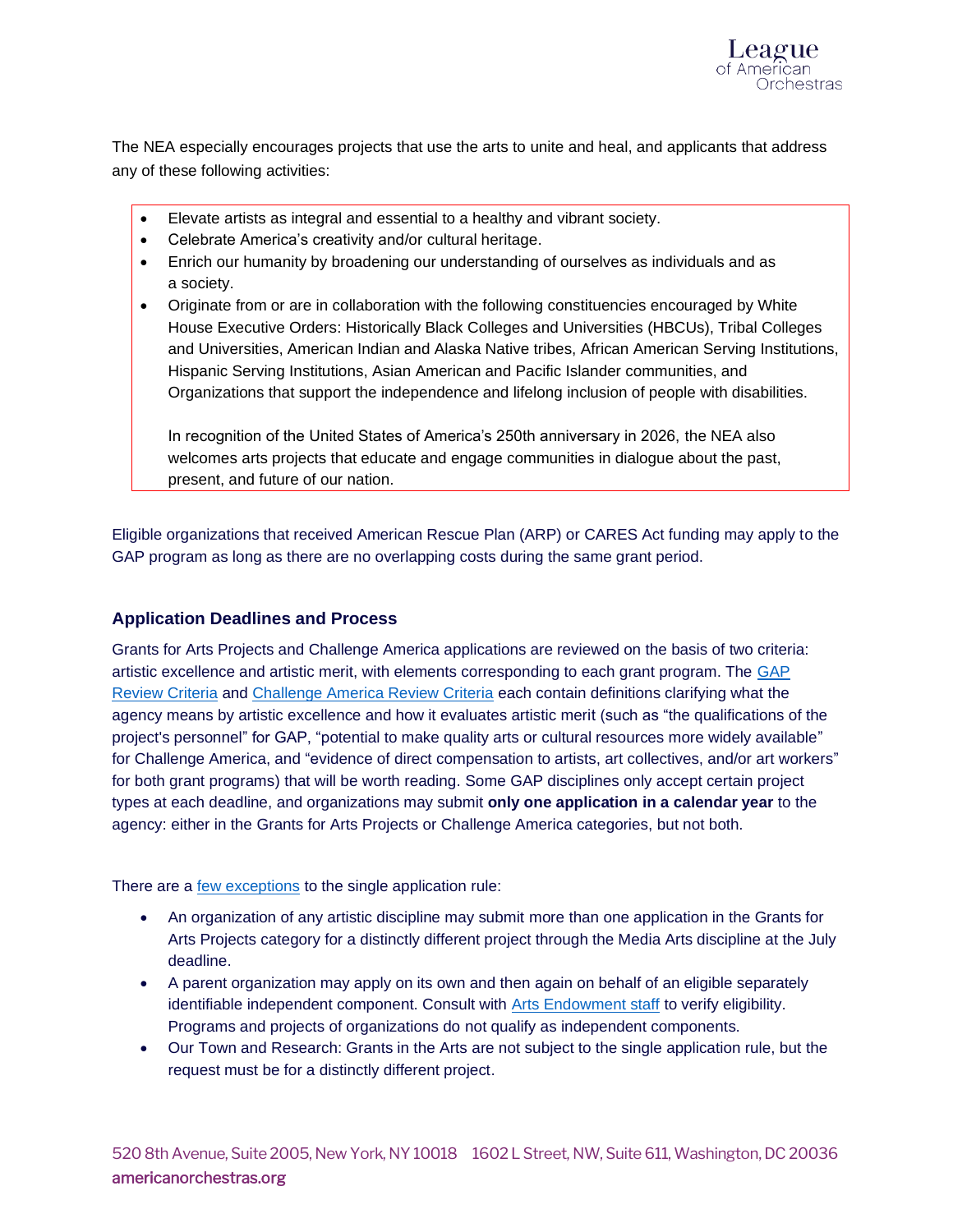The NEA especially encourages projects that use the arts to unite and heal, and applicants that address any of these following activities:

- Elevate artists as integral and essential to a healthy and vibrant society.
- Celebrate America's creativity and/or cultural heritage.
- Enrich our humanity by broadening our understanding of ourselves as individuals and as a society.
- Originate from or are in collaboration with the following constituencies encouraged by White House Executive Orders: Historically Black Colleges and Universities (HBCUs), Tribal Colleges and Universities, American Indian and Alaska Native tribes, African American Serving Institutions, Hispanic Serving Institutions, Asian American and Pacific Islander communities, and Organizations that support the independence and lifelong inclusion of people with disabilities.

  In recognition of the United States of America's 250th anniversary in 2026, the NEA also welcomes arts projects that educate and engage communities in dialogue about the past, present, and future of our nation.

Eligible organizations that received American Rescue Plan (ARP) or CARES Act funding may apply to the GAP program as long as there are no overlapping costs during the same grant period.

### Application Deadlines and Process

Grants for Arts Projects and Challenge America applications are reviewed on the basis of two criteria: artistic excellence and artistic merit, with elements corresponding to each grant program. The GAP Review Criteria and Challenge America Review Criteria each contain definitions clarifying what the agency means by artistic excellence and how it evaluates artistic merit (such as "the qualifications of the project's personnel" for GAP, "potential to make quality arts or cultural resources more widely available" for Challenge America, and "evidence of direct compensation to artists, art collectives, and/or art workers" for both grant programs) that will be worth reading. Some GAP disciplines only accept certain project types at each deadline, and organizations may submit **only one application in a calendar year** to the agency: either in the Grants for Arts Projects or Challenge America categories, but not both.

There are a few exceptions to the single application rule:

- An organization of any artistic discipline may submit more than one application in the Grants for Arts Projects category for a distinctly different project through the Media Arts discipline at the July deadline.
- A parent organization may apply on its own and then again on behalf of an eligible separately identifiable independent component. Consult with Arts Endowment staff to verify eligibility. Programs and projects of organizations do not qualify as independent components.
- Our Town and Research: Grants in the Arts are not subject to the single application rule, but the request must be for a distinctly different project.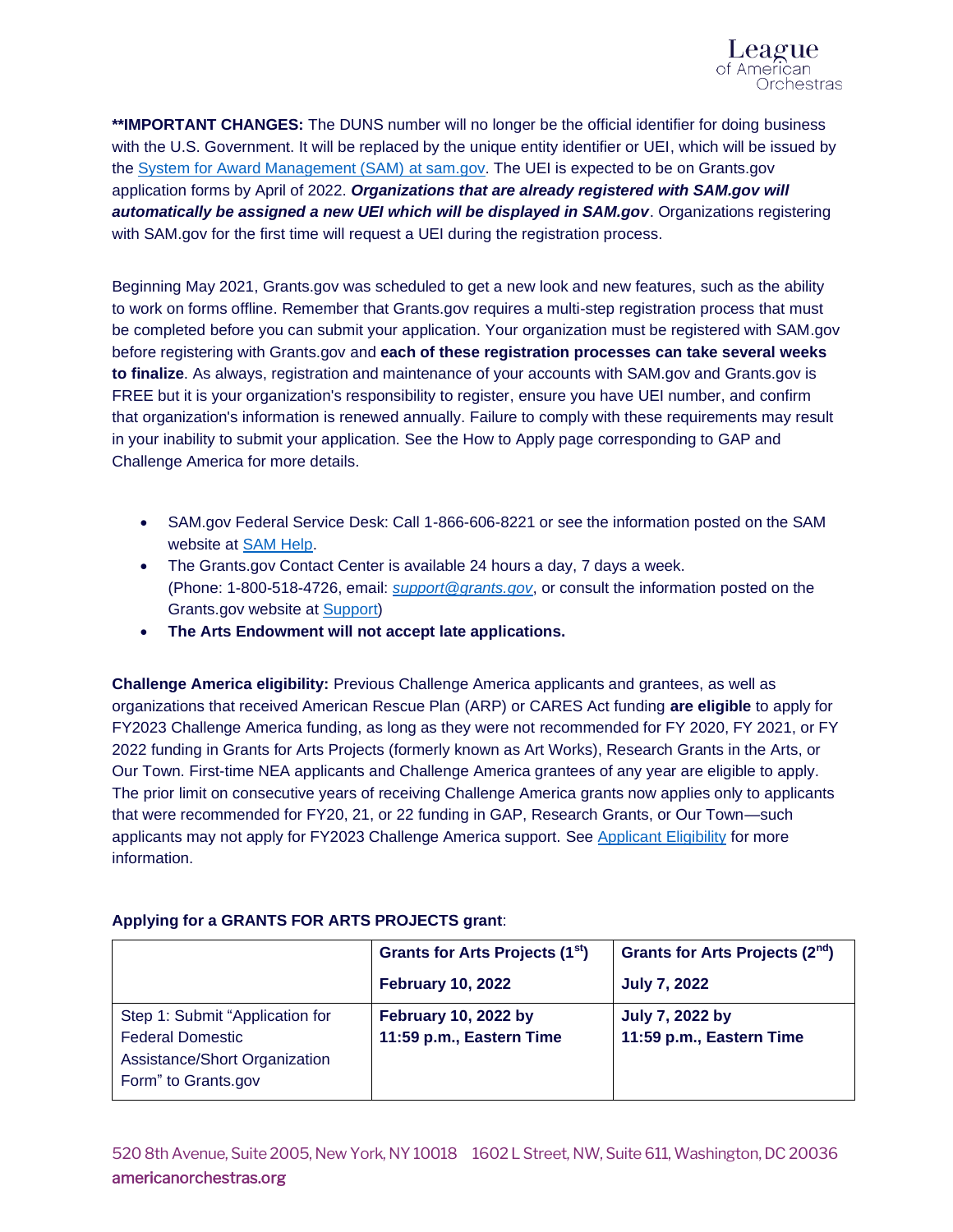**\*\*IMPORTANT CHANGES:** The DUNS number will no longer be the official identifier for doing business with the U.S. Government. It will be replaced by the unique entity identifier or UEI, which will be issued by the [System for Award Management (SAM) at sam.gov](). The UEI is expected to be on Grants.gov application forms by April of 2022. ***Organizations that are already registered with SAM.gov will automatically be assigned a new UEI which will be displayed in SAM.gov***. Organizations registering with SAM.gov for the first time will request a UEI during the registration process.

Beginning May 2021, Grants.gov was scheduled to get a new look and new features, such as the ability to work on forms offline. Remember that Grants.gov requires a multi-step registration process that must be completed before you can submit your application. Your organization must be registered with SAM.gov before registering with Grants.gov and **each of these registration processes can take several weeks to finalize**. As always, registration and maintenance of your accounts with SAM.gov and Grants.gov is FREE but it is your organization's responsibility to register, ensure you have UEI number, and confirm that organization's information is renewed annually. Failure to comply with these requirements may result in your inability to submit your application. See the How to Apply page corresponding to GAP and Challenge America for more details.

- SAM.gov Federal Service Desk: Call 1-866-606-8221 or see the information posted on the SAM website at [SAM Help]().
- The Grants.gov Contact Center is available 24 hours a day, 7 days a week. (Phone: 1-800-518-4726, email: *support@grants.gov*, or consult the information posted on the Grants.gov website at [Support]())
- **The Arts Endowment will not accept late applications.**

**Challenge America eligibility:** Previous Challenge America applicants and grantees, as well as organizations that received American Rescue Plan (ARP) or CARES Act funding **are eligible** to apply for FY2023 Challenge America funding, as long as they were not recommended for FY 2020, FY 2021, or FY 2022 funding in Grants for Arts Projects (formerly known as Art Works), Research Grants in the Arts, or Our Town. First-time NEA applicants and Challenge America grantees of any year are eligible to apply. The prior limit on consecutive years of receiving Challenge America grants now applies only to applicants that were recommended for FY20, 21, or 22 funding in GAP, Research Grants, or Our Town—such applicants may not apply for FY2023 Challenge America support. See [Applicant Eligibility]() for more information.

**Applying for a GRANTS FOR ARTS PROJECTS grant**:

| | **Grants for Arts Projects (1st)**<br>**February 10, 2022** | **Grants for Arts Projects (2nd)**<br>**July 7, 2022** |
|---|---|---|
| Step 1: Submit "Application for Federal Domestic Assistance/Short Organization Form" to Grants.gov | **February 10, 2022 by 11:59 p.m., Eastern Time** | **July 7, 2022 by 11:59 p.m., Eastern Time** |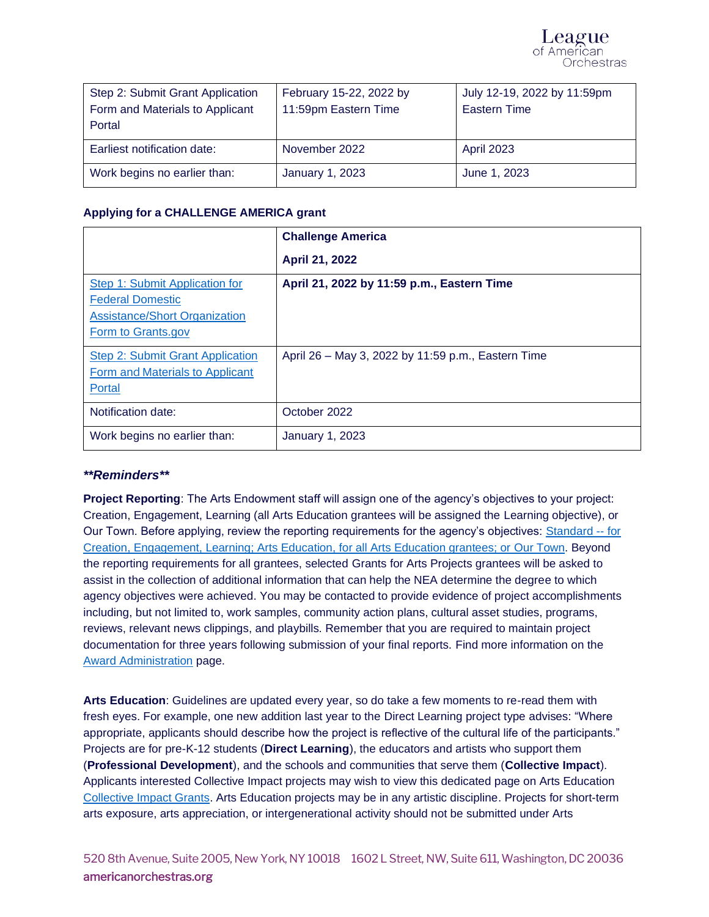| Step 2: Submit Grant Application Form and Materials to Applicant Portal | February 15-22, 2022 by 11:59pm Eastern Time | July 12-19, 2022 by 11:59pm Eastern Time |
|---|---|---|
| Earliest notification date: | November 2022 | April 2023 |
| Work begins no earlier than: | January 1, 2023 | June 1, 2023 |

**Applying for a CHALLENGE AMERICA grant**

| | **Challenge America** **April 21, 2022** |
|---|---|
| Step 1: Submit Application for Federal Domestic Assistance/Short Organization Form to Grants.gov | **April 21, 2022 by 11:59 p.m., Eastern Time** |
| Step 2: Submit Grant Application Form and Materials to Applicant Portal | April 26 – May 3, 2022 by 11:59 p.m., Eastern Time |
| Notification date: | October 2022 |
| Work begins no earlier than: | January 1, 2023 |

***\*\*Reminders\*\****

**Project Reporting**: The Arts Endowment staff will assign one of the agency's objectives to your project: Creation, Engagement, Learning (all Arts Education grantees will be assigned the Learning objective), or Our Town. Before applying, review the reporting requirements for the agency's objectives: Standard -- for Creation, Engagement, Learning; Arts Education, for all Arts Education grantees; or Our Town. Beyond the reporting requirements for all grantees, selected Grants for Arts Projects grantees will be asked to assist in the collection of additional information that can help the NEA determine the degree to which agency objectives were achieved. You may be contacted to provide evidence of project accomplishments including, but not limited to, work samples, community action plans, cultural asset studies, programs, reviews, relevant news clippings, and playbills. Remember that you are required to maintain project documentation for three years following submission of your final reports. Find more information on the Award Administration page.

**Arts Education**: Guidelines are updated every year, so do take a few moments to re-read them with fresh eyes. For example, one new addition last year to the Direct Learning project type advises: "Where appropriate, applicants should describe how the project is reflective of the cultural life of the participants." Projects are for pre-K-12 students (**Direct Learning**), the educators and artists who support them (**Professional Development**), and the schools and communities that serve them (**Collective Impact**). Applicants interested Collective Impact projects may wish to view this dedicated page on Arts Education Collective Impact Grants. Arts Education projects may be in any artistic discipline. Projects for short-term arts exposure, arts appreciation, or intergenerational activity should not be submitted under Arts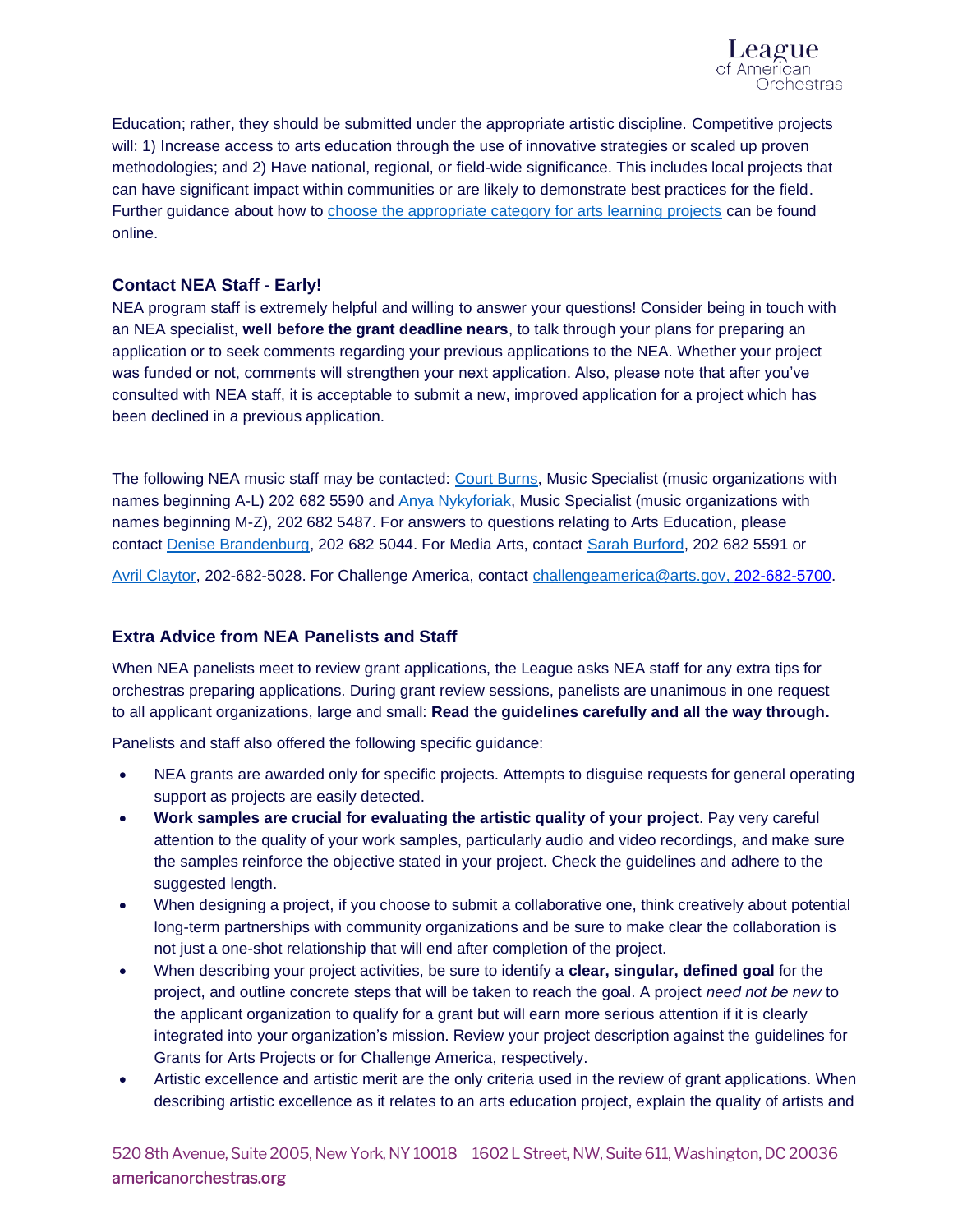Education; rather, they should be submitted under the appropriate artistic discipline. Competitive projects will: 1) Increase access to arts education through the use of innovative strategies or scaled up proven methodologies; and 2) Have national, regional, or field-wide significance. This includes local projects that can have significant impact within communities or are likely to demonstrate best practices for the field. Further guidance about how to choose the appropriate category for arts learning projects can be found online.

### Contact NEA Staff - Early!

NEA program staff is extremely helpful and willing to answer your questions! Consider being in touch with an NEA specialist, **well before the grant deadline nears**, to talk through your plans for preparing an application or to seek comments regarding your previous applications to the NEA. Whether your project was funded or not, comments will strengthen your next application. Also, please note that after you've consulted with NEA staff, it is acceptable to submit a new, improved application for a project which has been declined in a previous application.

The following NEA music staff may be contacted: Court Burns, Music Specialist (music organizations with names beginning A-L) 202 682 5590 and Anya Nykyforiak, Music Specialist (music organizations with names beginning M-Z), 202 682 5487. For answers to questions relating to Arts Education, please contact Denise Brandenburg, 202 682 5044. For Media Arts, contact Sarah Burford, 202 682 5591 or Avril Claytor, 202-682-5028. For Challenge America, contact challengeamerica@arts.gov, 202-682-5700.

### Extra Advice from NEA Panelists and Staff

When NEA panelists meet to review grant applications, the League asks NEA staff for any extra tips for orchestras preparing applications. During grant review sessions, panelists are unanimous in one request to all applicant organizations, large and small: **Read the guidelines carefully and all the way through.**

Panelists and staff also offered the following specific guidance:

- NEA grants are awarded only for specific projects. Attempts to disguise requests for general operating support as projects are easily detected.
- **Work samples are crucial for evaluating the artistic quality of your project**. Pay very careful attention to the quality of your work samples, particularly audio and video recordings, and make sure the samples reinforce the objective stated in your project. Check the guidelines and adhere to the suggested length.
- When designing a project, if you choose to submit a collaborative one, think creatively about potential long-term partnerships with community organizations and be sure to make clear the collaboration is not just a one-shot relationship that will end after completion of the project.
- When describing your project activities, be sure to identify a **clear, singular, defined goal** for the project, and outline concrete steps that will be taken to reach the goal. A project *need not be new* to the applicant organization to qualify for a grant but will earn more serious attention if it is clearly integrated into your organization's mission. Review your project description against the guidelines for Grants for Arts Projects or for Challenge America, respectively.
- Artistic excellence and artistic merit are the only criteria used in the review of grant applications. When describing artistic excellence as it relates to an arts education project, explain the quality of artists and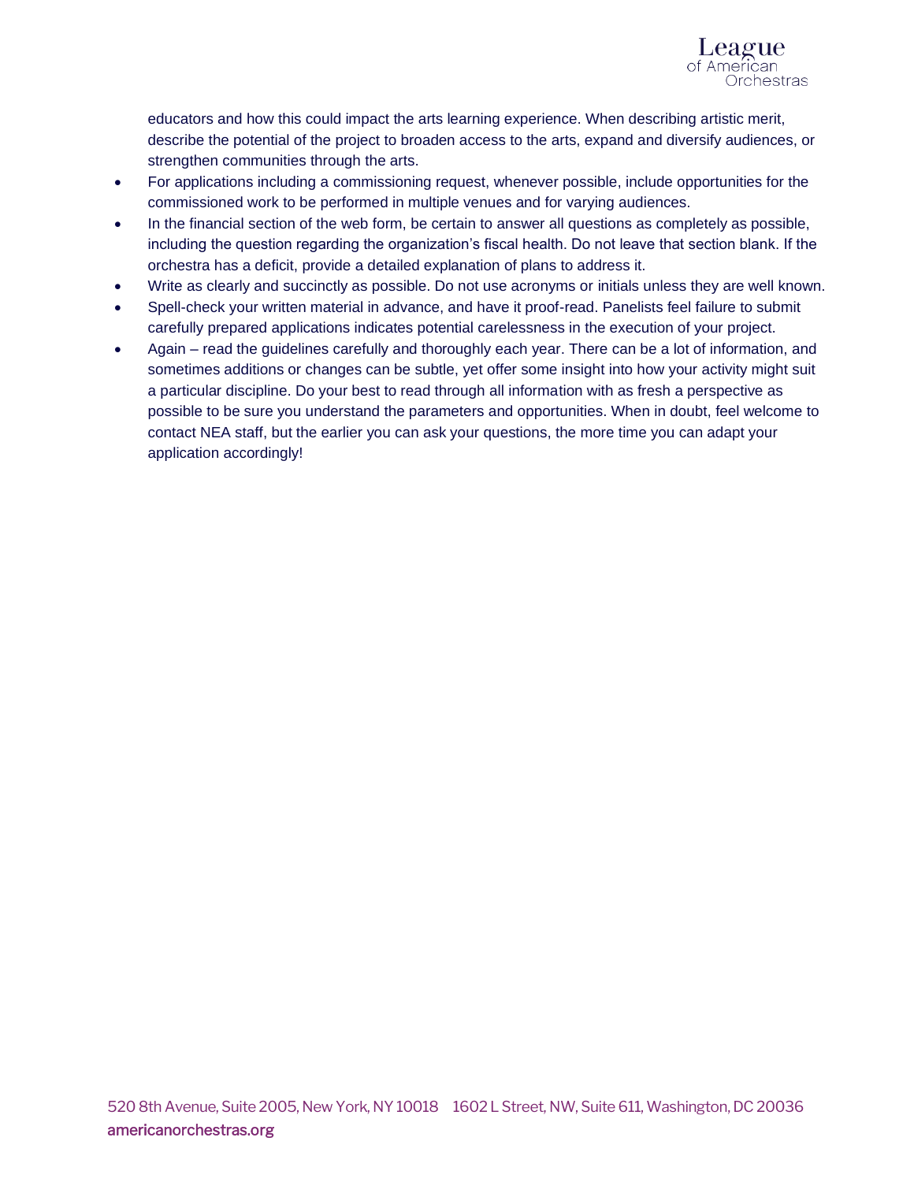educators and how this could impact the arts learning experience. When describing artistic merit, describe the potential of the project to broaden access to the arts, expand and diversify audiences, or strengthen communities through the arts.

- For applications including a commissioning request, whenever possible, include opportunities for the commissioned work to be performed in multiple venues and for varying audiences.
- In the financial section of the web form, be certain to answer all questions as completely as possible, including the question regarding the organization's fiscal health. Do not leave that section blank. If the orchestra has a deficit, provide a detailed explanation of plans to address it.
- Write as clearly and succinctly as possible. Do not use acronyms or initials unless they are well known.
- Spell-check your written material in advance, and have it proof-read. Panelists feel failure to submit carefully prepared applications indicates potential carelessness in the execution of your project.
- Again – read the guidelines carefully and thoroughly each year. There can be a lot of information, and sometimes additions or changes can be subtle, yet offer some insight into how your activity might suit a particular discipline. Do your best to read through all information with as fresh a perspective as possible to be sure you understand the parameters and opportunities. When in doubt, feel welcome to contact NEA staff, but the earlier you can ask your questions, the more time you can adapt your application accordingly!